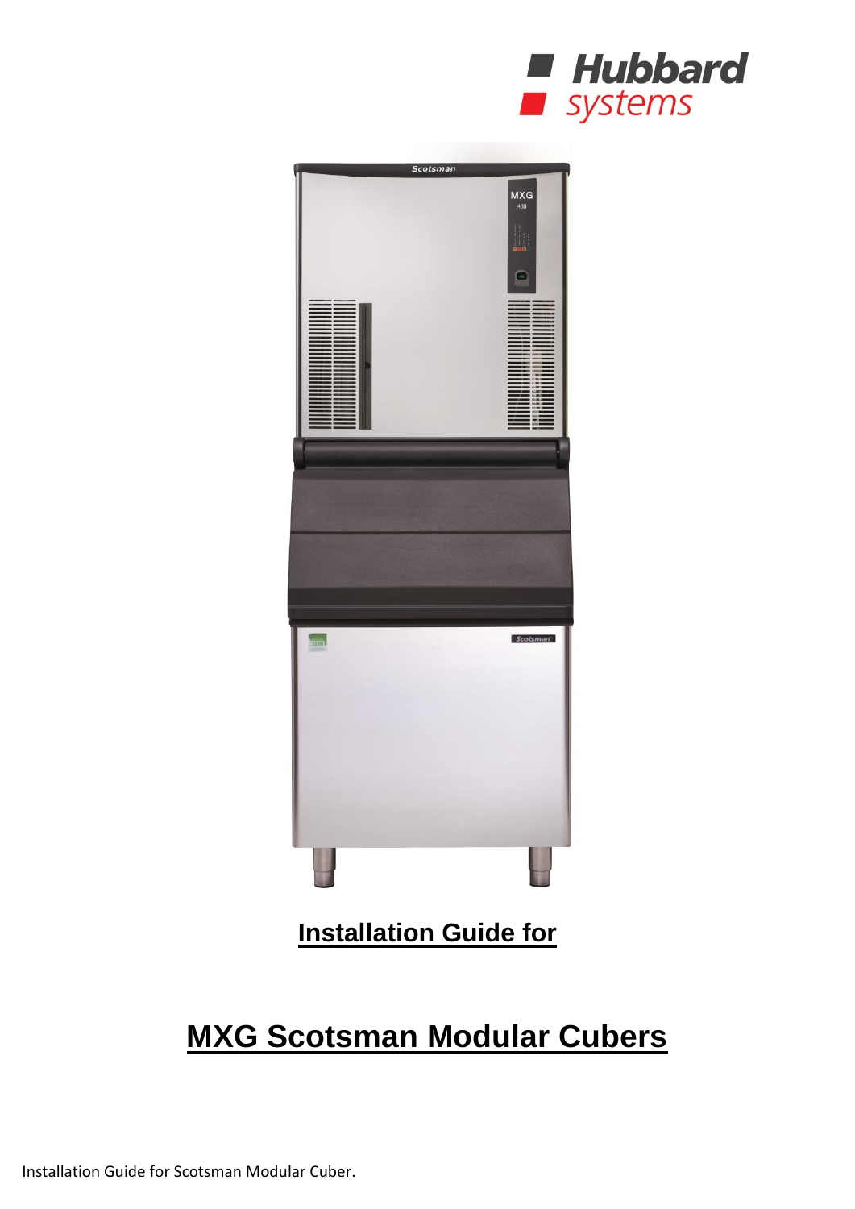# Installation Guide for

# MXG Scotsman Modular Cubers

Installation Guide for Scotsman Modular Cuber.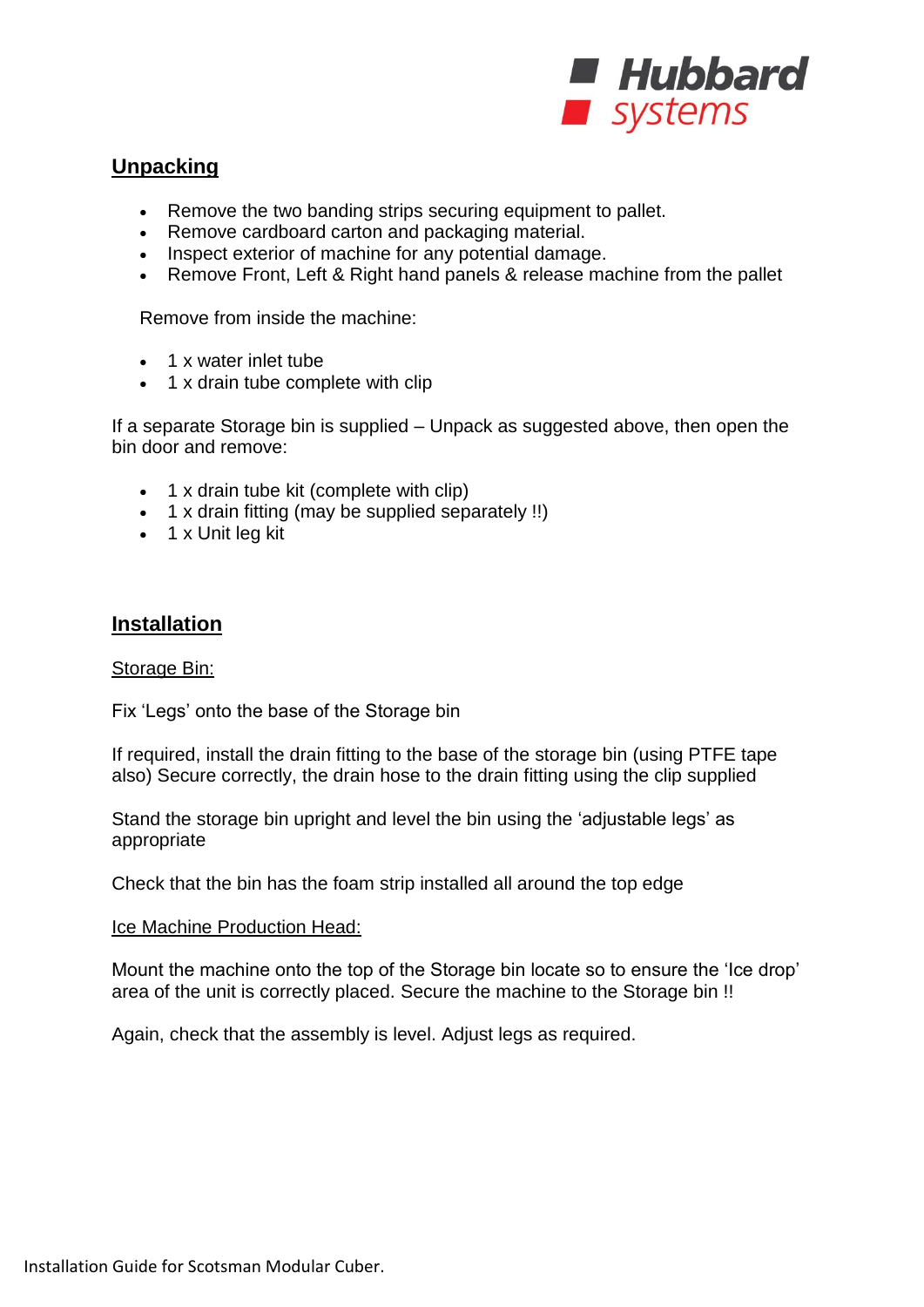## Unpacking

- Remove the two banding strips securing equipment to pallet.
- Remove cardboard carton and packaging material.
- Inspect exterior of machine for any potential damage.
- Remove Front, Left & Right hand panels & release machine from the pallet

Remove from inside the machine:

- 1 x water inlet tube
- 1 x drain tube complete with clip

If a separate Storage bin is supplied – Unpack as suggested above, then open the bin door and remove:

- 1 x drain tube kit (complete with clip)
- 1 x drain fitting (may be supplied separately !!)
- 1 x Unit leg kit

## Installation

Storage Bin:

Fix 'Legs' onto the base of the Storage bin

If required, install the drain fitting to the base of the storage bin (using PTFE tape also) Secure correctly, the drain hose to the drain fitting using the clip supplied

Stand the storage bin upright and level the bin using the 'adjustable legs' as appropriate

Check that the bin has the foam strip installed all around the top edge

Ice Machine Production Head:

Mount the machine onto the top of the Storage bin locate so to ensure the 'Ice drop' area of the unit is correctly placed. Secure the machine to the Storage bin !!

Again, check that the assembly is level. Adjust legs as required.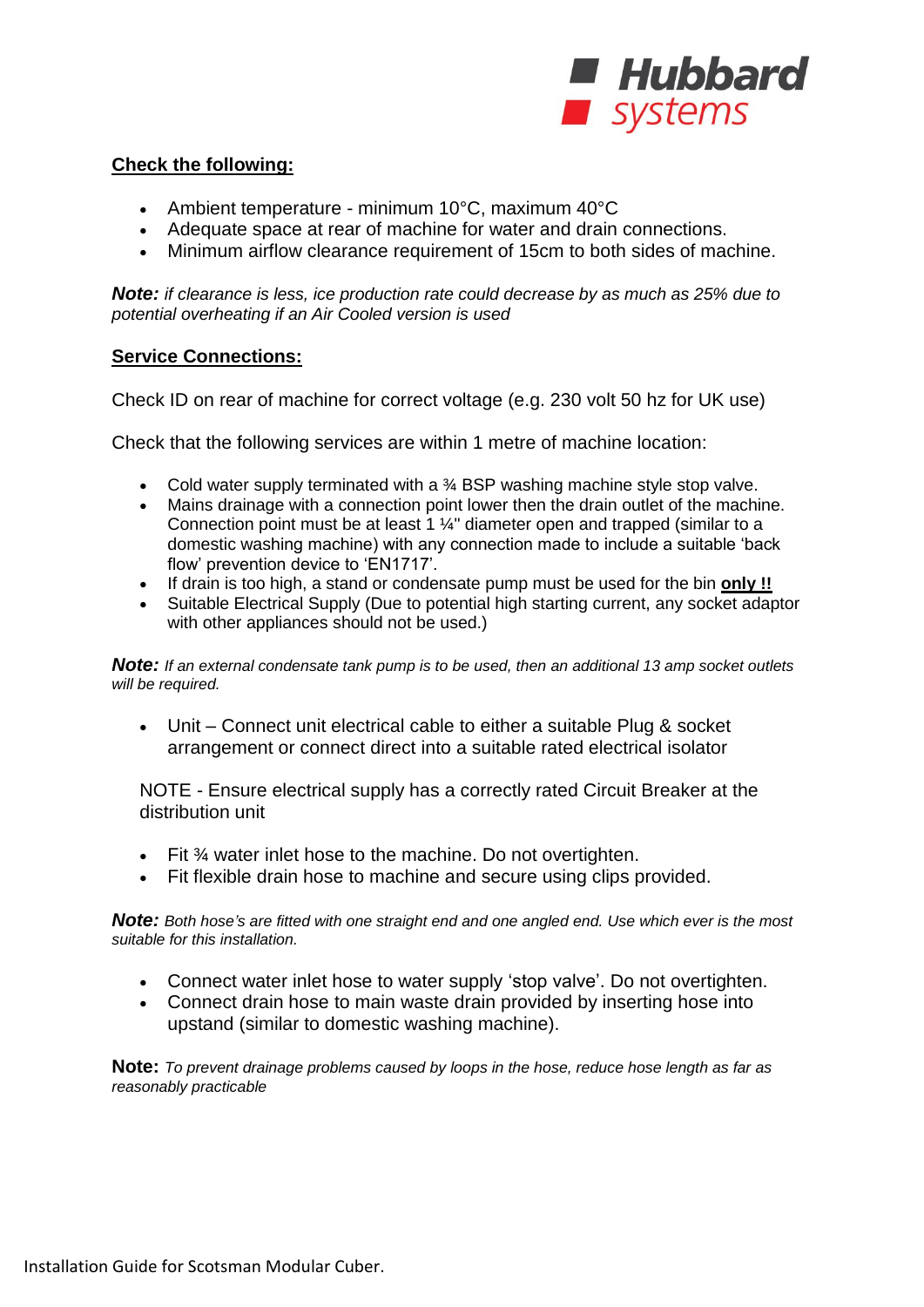**Check the following:**

- Ambient temperature - minimum 10°C, maximum 40°C
- Adequate space at rear of machine for water and drain connections.
- Minimum airflow clearance requirement of 15cm to both sides of machine.

***Note:*** *if clearance is less, ice production rate could decrease by as much as 25% due to potential overheating if an Air Cooled version is used*

**Service Connections:**

Check ID on rear of machine for correct voltage (e.g. 230 volt 50 hz for UK use)

Check that the following services are within 1 metre of machine location:

- Cold water supply terminated with a ¾ BSP washing machine style stop valve.
- Mains drainage with a connection point lower then the drain outlet of the machine. Connection point must be at least 1 ¼" diameter open and trapped (similar to a domestic washing machine) with any connection made to include a suitable 'back flow' prevention device to 'EN1717'.
- If drain is too high, a stand or condensate pump must be used for the bin **only !!**
- Suitable Electrical Supply (Due to potential high starting current, any socket adaptor with other appliances should not be used.)

***Note:*** *If an external condensate tank pump is to be used, then an additional 13 amp socket outlets will be required.*

- Unit – Connect unit electrical cable to either a suitable Plug & socket arrangement or connect direct into a suitable rated electrical isolator

NOTE - Ensure electrical supply has a correctly rated Circuit Breaker at the distribution unit

- Fit ¾ water inlet hose to the machine. Do not overtighten.
- Fit flexible drain hose to machine and secure using clips provided.

***Note:*** *Both hose's are fitted with one straight end and one angled end. Use which ever is the most suitable for this installation.*

- Connect water inlet hose to water supply 'stop valve'. Do not overtighten.
- Connect drain hose to main waste drain provided by inserting hose into upstand (similar to domestic washing machine).

**Note:** *To prevent drainage problems caused by loops in the hose, reduce hose length as far as reasonably practicable*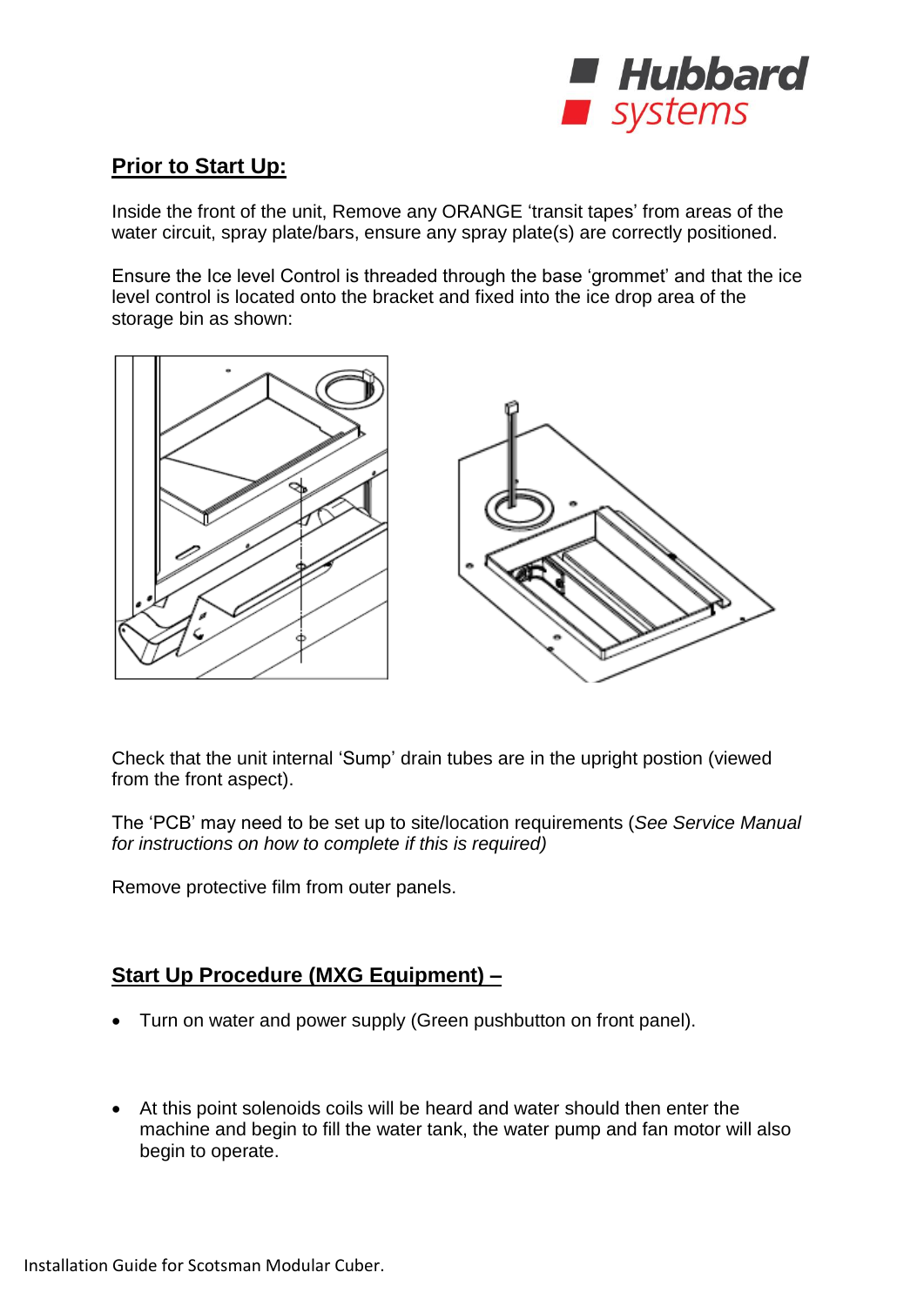## Prior to Start Up:

Inside the front of the unit, Remove any ORANGE 'transit tapes' from areas of the water circuit, spray plate/bars, ensure any spray plate(s) are correctly positioned.

Ensure the Ice level Control is threaded through the base 'grommet' and that the ice level control is located onto the bracket and fixed into the ice drop area of the storage bin as shown:

Check that the unit internal 'Sump' drain tubes are in the upright postion (viewed from the front aspect).

The 'PCB' may need to be set up to site/location requirements (*See Service Manual for instructions on how to complete if this is required)*

Remove protective film from outer panels.

## Start Up Procedure (MXG Equipment) –

- Turn on water and power supply (Green pushbutton on front panel).

- At this point solenoids coils will be heard and water should then enter the machine and begin to fill the water tank, the water pump and fan motor will also begin to operate.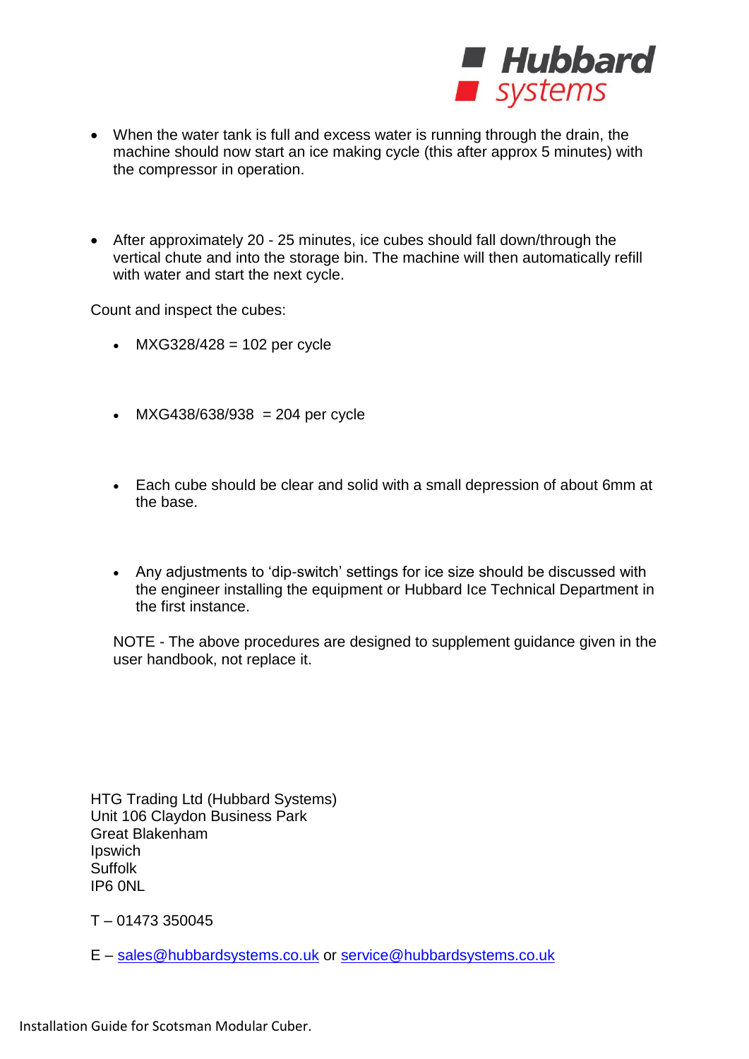- When the water tank is full and excess water is running through the drain, the machine should now start an ice making cycle (this after approx 5 minutes) with the compressor in operation.

- After approximately 20 - 25 minutes, ice cubes should fall down/through the vertical chute and into the storage bin. The machine will then automatically refill with water and start the next cycle.

Count and inspect the cubes:

- MXG328/428 = 102 per cycle

- MXG438/638/938 = 204 per cycle

- Each cube should be clear and solid with a small depression of about 6mm at the base.

- Any adjustments to 'dip-switch' settings for ice size should be discussed with the engineer installing the equipment or Hubbard Ice Technical Department in the first instance.

NOTE - The above procedures are designed to supplement guidance given in the user handbook, not replace it.

HTG Trading Ltd (Hubbard Systems)
Unit 106 Claydon Business Park
Great Blakenham
Ipswich
Suffolk
IP6 0NL

T – 01473 350045

E – sales@hubbardsystems.co.uk or service@hubbardsystems.co.uk